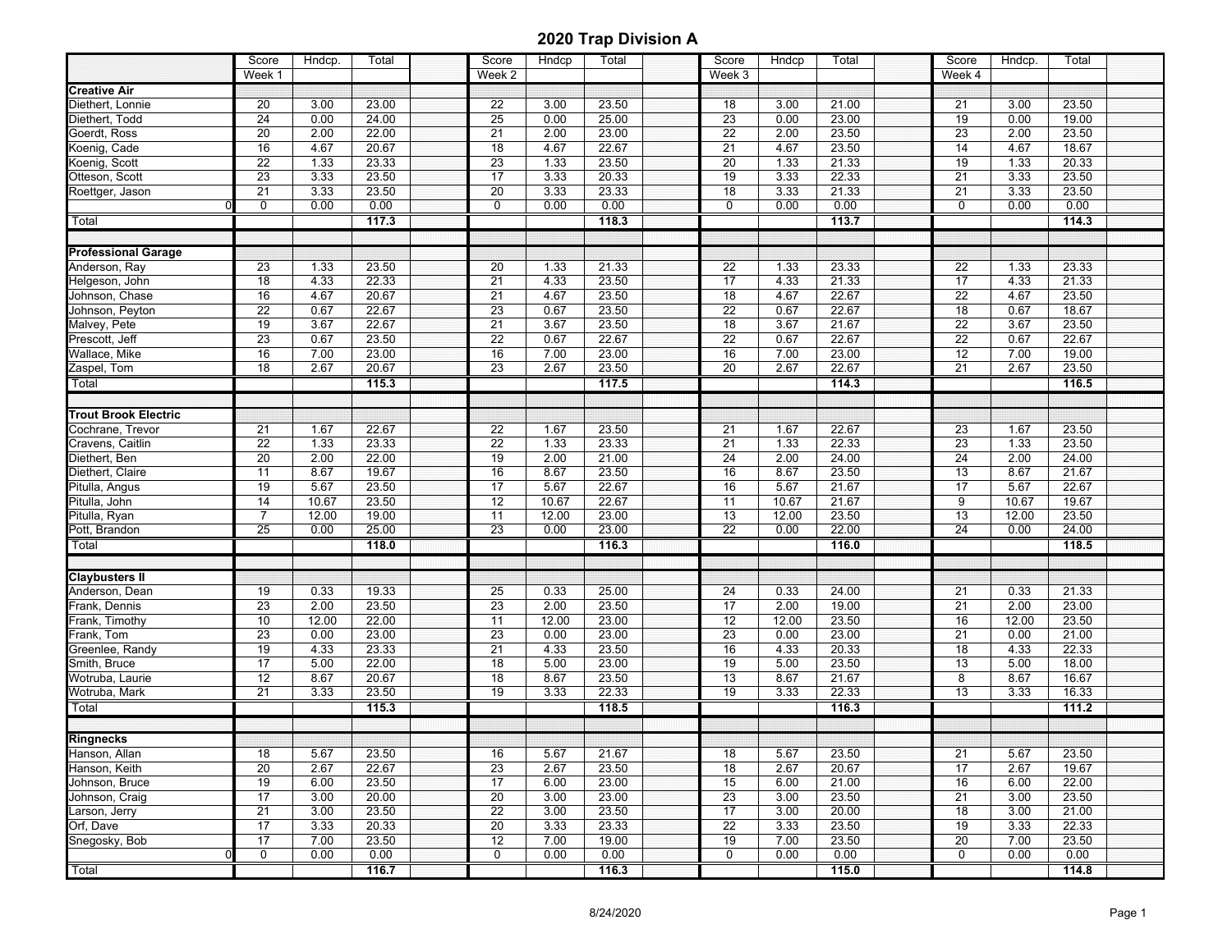# 2020 Trap Division A

| | Score | Hndcp. | Total | | Score | Hndcp | Total | | Score | Hndcp | Total | | Score | Hndcp. | Total | |
|---|---|---|---|---|---|---|---|---|---|---|---|---|---|---|---|---|
| | Week 1 | | | | Week 2 | | | | Week 3 | | | | Week 4 | | | |
| **Creative Air** | | | | | | | | | | | | | | | | |
| Diethert, Lonnie | 20 | 3.00 | 23.00 | | 22 | 3.00 | 23.50 | | 18 | 3.00 | 21.00 | | 21 | 3.00 | 23.50 | |
| Diethert, Todd | 24 | 0.00 | 24.00 | | 25 | 0.00 | 25.00 | | 23 | 0.00 | 23.00 | | 19 | 0.00 | 19.00 | |
| Goerdt, Ross | 20 | 2.00 | 22.00 | | 21 | 2.00 | 23.00 | | 22 | 2.00 | 23.50 | | 23 | 2.00 | 23.50 | |
| Koenig, Cade | 16 | 4.67 | 20.67 | | 18 | 4.67 | 22.67 | | 21 | 4.67 | 23.50 | | 14 | 4.67 | 18.67 | |
| Koenig, Scott | 22 | 1.33 | 23.33 | | 23 | 1.33 | 23.50 | | 20 | 1.33 | 21.33 | | 19 | 1.33 | 20.33 | |
| Otteson, Scott | 23 | 3.33 | 23.50 | | 17 | 3.33 | 20.33 | | 19 | 3.33 | 22.33 | | 21 | 3.33 | 23.50 | |
| Roettger, Jason | 21 | 3.33 | 23.50 | | 20 | 3.33 | 23.33 | | 18 | 3.33 | 21.33 | | 21 | 3.33 | 23.50 | |
| 0 | 0 | 0.00 | 0.00 | | 0 | 0.00 | 0.00 | | 0 | 0.00 | 0.00 | | 0 | 0.00 | 0.00 | |
| Total | | | **117.3** | | | | **118.3** | | | | **113.7** | | | | **114.3** | |
| **Professional Garage** | | | | | | | | | | | | | | | | |
| Anderson, Ray | 23 | 1.33 | 23.50 | | 20 | 1.33 | 21.33 | | 22 | 1.33 | 23.33 | | 22 | 1.33 | 23.33 | |
| Helgeson, John | 18 | 4.33 | 22.33 | | 21 | 4.33 | 23.50 | | 17 | 4.33 | 21.33 | | 17 | 4.33 | 21.33 | |
| Johnson, Chase | 16 | 4.67 | 20.67 | | 21 | 4.67 | 23.50 | | 18 | 4.67 | 22.67 | | 22 | 4.67 | 23.50 | |
| Johnson, Peyton | 22 | 0.67 | 22.67 | | 23 | 0.67 | 23.50 | | 22 | 0.67 | 22.67 | | 18 | 0.67 | 18.67 | |
| Malvey, Pete | 19 | 3.67 | 22.67 | | 21 | 3.67 | 23.50 | | 18 | 3.67 | 21.67 | | 22 | 3.67 | 23.50 | |
| Prescott, Jeff | 23 | 0.67 | 23.50 | | 22 | 0.67 | 22.67 | | 22 | 0.67 | 22.67 | | 22 | 0.67 | 22.67 | |
| Wallace, Mike | 16 | 7.00 | 23.00 | | 16 | 7.00 | 23.00 | | 16 | 7.00 | 23.00 | | 12 | 7.00 | 19.00 | |
| Zaspel, Tom | 18 | 2.67 | 20.67 | | 23 | 2.67 | 23.50 | | 20 | 2.67 | 22.67 | | 21 | 2.67 | 23.50 | |
| Total | | | **115.3** | | | | **117.5** | | | | **114.3** | | | | **116.5** | |
| **Trout Brook Electric** | | | | | | | | | | | | | | | | |
| Cochrane, Trevor | 21 | 1.67 | 22.67 | | 22 | 1.67 | 23.50 | | 21 | 1.67 | 22.67 | | 23 | 1.67 | 23.50 | |
| Cravens, Caitlin | 22 | 1.33 | 23.33 | | 22 | 1.33 | 23.33 | | 21 | 1.33 | 22.33 | | 23 | 1.33 | 23.50 | |
| Diethert, Ben | 20 | 2.00 | 22.00 | | 19 | 2.00 | 21.00 | | 24 | 2.00 | 24.00 | | 24 | 2.00 | 24.00 | |
| Diethert, Claire | 11 | 8.67 | 19.67 | | 16 | 8.67 | 23.50 | | 16 | 8.67 | 23.50 | | 13 | 8.67 | 21.67 | |
| Pitulla, Angus | 19 | 5.67 | 23.50 | | 17 | 5.67 | 22.67 | | 16 | 5.67 | 21.67 | | 17 | 5.67 | 22.67 | |
| Pitulla, John | 14 | 10.67 | 23.50 | | 12 | 10.67 | 22.67 | | 11 | 10.67 | 21.67 | | 9 | 10.67 | 19.67 | |
| Pitulla, Ryan | 7 | 12.00 | 19.00 | | 11 | 12.00 | 23.00 | | 13 | 12.00 | 23.50 | | 13 | 12.00 | 23.50 | |
| Pott, Brandon | 25 | 0.00 | 25.00 | | 23 | 0.00 | 23.00 | | 22 | 0.00 | 22.00 | | 24 | 0.00 | 24.00 | |
| Total | | | **118.0** | | | | **116.3** | | | | **116.0** | | | | **118.5** | |
| **Claybusters II** | | | | | | | | | | | | | | | | |
| Anderson, Dean | 19 | 0.33 | 19.33 | | 25 | 0.33 | 25.00 | | 24 | 0.33 | 24.00 | | 21 | 0.33 | 21.33 | |
| Frank, Dennis | 23 | 2.00 | 23.50 | | 23 | 2.00 | 23.50 | | 17 | 2.00 | 19.00 | | 21 | 2.00 | 23.00 | |
| Frank, Timothy | 10 | 12.00 | 22.00 | | 11 | 12.00 | 23.00 | | 12 | 12.00 | 23.50 | | 16 | 12.00 | 23.50 | |
| Frank, Tom | 23 | 0.00 | 23.00 | | 23 | 0.00 | 23.00 | | 23 | 0.00 | 23.00 | | 21 | 0.00 | 21.00 | |
| Greenlee, Randy | 19 | 4.33 | 23.33 | | 21 | 4.33 | 23.50 | | 16 | 4.33 | 20.33 | | 18 | 4.33 | 22.33 | |
| Smith, Bruce | 17 | 5.00 | 22.00 | | 18 | 5.00 | 23.00 | | 19 | 5.00 | 23.50 | | 13 | 5.00 | 18.00 | |
| Wotruba, Laurie | 12 | 8.67 | 20.67 | | 18 | 8.67 | 23.50 | | 13 | 8.67 | 21.67 | | 8 | 8.67 | 16.67 | |
| Wotruba, Mark | 21 | 3.33 | 23.50 | | 19 | 3.33 | 22.33 | | 19 | 3.33 | 22.33 | | 13 | 3.33 | 16.33 | |
| Total | | | **115.3** | | | | **118.5** | | | | **116.3** | | | | **111.2** | |
| **Ringnecks** | | | | | | | | | | | | | | | | |
| Hanson, Allan | 18 | 5.67 | 23.50 | | 16 | 5.67 | 21.67 | | 18 | 5.67 | 23.50 | | 21 | 5.67 | 23.50 | |
| Hanson, Keith | 20 | 2.67 | 22.67 | | 23 | 2.67 | 23.50 | | 18 | 2.67 | 20.67 | | 17 | 2.67 | 19.67 | |
| Johnson, Bruce | 19 | 6.00 | 23.50 | | 17 | 6.00 | 23.00 | | 15 | 6.00 | 21.00 | | 16 | 6.00 | 22.00 | |
| Johnson, Craig | 17 | 3.00 | 20.00 | | 20 | 3.00 | 23.00 | | 23 | 3.00 | 23.50 | | 21 | 3.00 | 23.50 | |
| Larson, Jerry | 21 | 3.00 | 23.50 | | 22 | 3.00 | 23.50 | | 17 | 3.00 | 20.00 | | 18 | 3.00 | 21.00 | |
| Orf, Dave | 17 | 3.33 | 20.33 | | 20 | 3.33 | 23.33 | | 22 | 3.33 | 23.50 | | 19 | 3.33 | 22.33 | |
| Snegosky, Bob | 17 | 7.00 | 23.50 | | 12 | 7.00 | 19.00 | | 19 | 7.00 | 23.50 | | 20 | 7.00 | 23.50 | |
| 0 | 0 | 0.00 | 0.00 | | 0 | 0.00 | 0.00 | | 0 | 0.00 | 0.00 | | 0 | 0.00 | 0.00 | |
| Total | | | **116.7** | | | | **116.3** | | | | **115.0** | | | | **114.8** | |

8/24/2020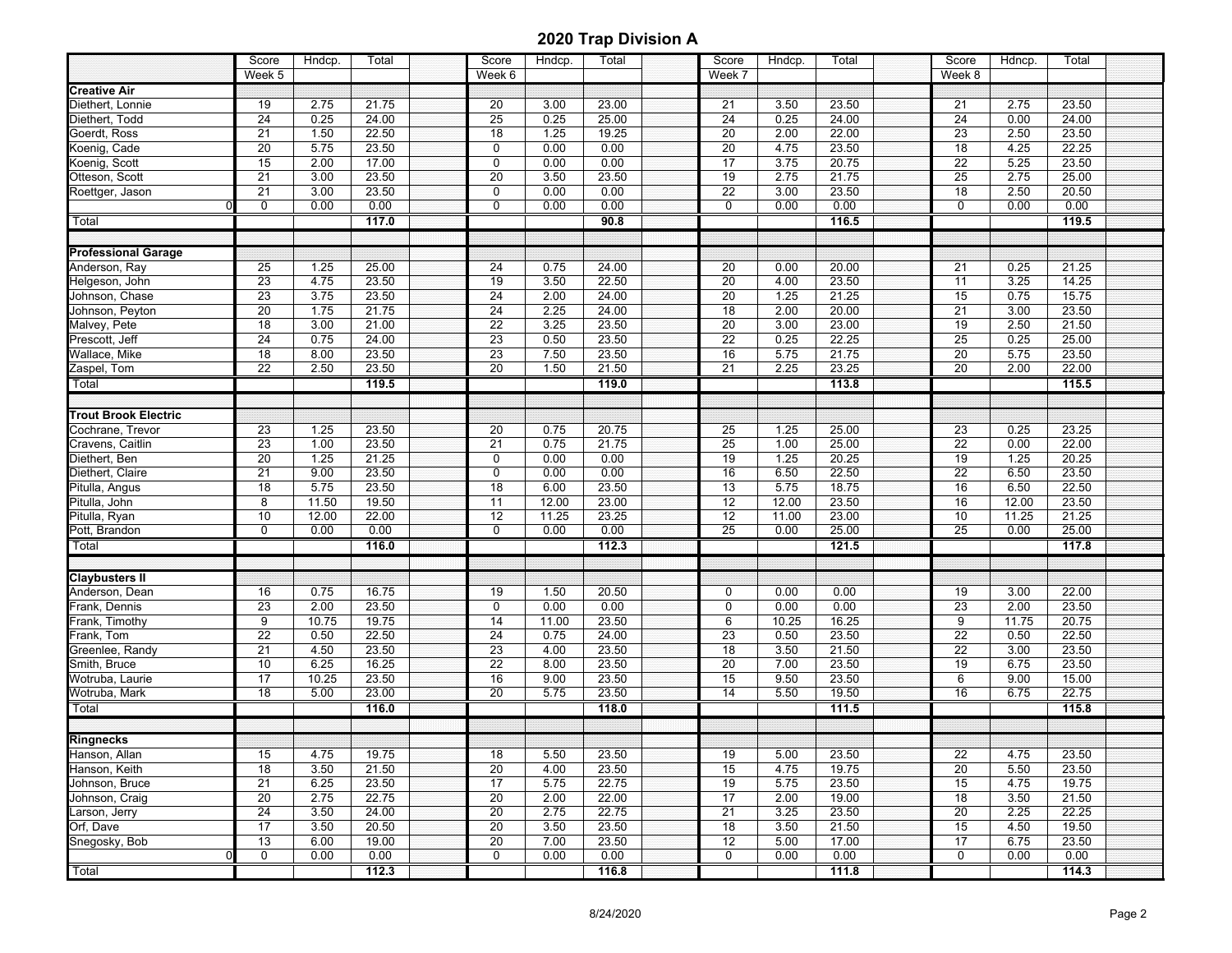# 2020 Trap Division A

| | Score | Hndcp. | Total | | Score | Hndcp. | Total | | Score | Hndcp. | Total | | Score | Hdncp. | Total | |
|---|---|---|---|---|---|---|---|---|---|---|---|---|---|---|---|---|
| | Week 5 | | | | Week 6 | | | | Week 7 | | | | Week 8 | | | |
| **Creative Air** | | | | | | | | | | | | | | | | |
| Diethert, Lonnie | 19 | 2.75 | 21.75 | | 20 | 3.00 | 23.00 | | 21 | 3.50 | 23.50 | | 21 | 2.75 | 23.50 | |
| Diethert, Todd | 24 | 0.25 | 24.00 | | 25 | 0.25 | 25.00 | | 24 | 0.25 | 24.00 | | 24 | 0.00 | 24.00 | |
| Goerdt, Ross | 21 | 1.50 | 22.50 | | 18 | 1.25 | 19.25 | | 20 | 2.00 | 22.00 | | 23 | 2.50 | 23.50 | |
| Koenig, Cade | 20 | 5.75 | 23.50 | | 0 | 0.00 | 0.00 | | 20 | 4.75 | 23.50 | | 18 | 4.25 | 22.25 | |
| Koenig, Scott | 15 | 2.00 | 17.00 | | 0 | 0.00 | 0.00 | | 17 | 3.75 | 20.75 | | 22 | 5.25 | 23.50 | |
| Otteson, Scott | 21 | 3.00 | 23.50 | | 20 | 3.50 | 23.50 | | 19 | 2.75 | 21.75 | | 25 | 2.75 | 25.00 | |
| Roettger, Jason | 21 | 3.00 | 23.50 | | 0 | 0.00 | 0.00 | | 22 | 3.00 | 23.50 | | 18 | 2.50 | 20.50 | |
| 0 | 0 | 0.00 | 0.00 | | 0 | 0.00 | 0.00 | | 0 | 0.00 | 0.00 | | 0 | 0.00 | 0.00 | |
| Total | | | **117.0** | | | | **90.8** | | | | **116.5** | | | | **119.5** | |
| **Professional Garage** | | | | | | | | | | | | | | | | |
| Anderson, Ray | 25 | 1.25 | 25.00 | | 24 | 0.75 | 24.00 | | 20 | 0.00 | 20.00 | | 21 | 0.25 | 21.25 | |
| Helgeson, John | 23 | 4.75 | 23.50 | | 19 | 3.50 | 22.50 | | 20 | 4.00 | 23.50 | | 11 | 3.25 | 14.25 | |
| Johnson, Chase | 23 | 3.75 | 23.50 | | 24 | 2.00 | 24.00 | | 20 | 1.25 | 21.25 | | 15 | 0.75 | 15.75 | |
| Johnson, Peyton | 20 | 1.75 | 21.75 | | 24 | 2.25 | 24.00 | | 18 | 2.00 | 20.00 | | 21 | 3.00 | 23.50 | |
| Malvey, Pete | 18 | 3.00 | 21.00 | | 22 | 3.25 | 23.50 | | 20 | 3.00 | 23.00 | | 19 | 2.50 | 21.50 | |
| Prescott, Jeff | 24 | 0.75 | 24.00 | | 23 | 0.50 | 23.50 | | 22 | 0.25 | 22.25 | | 25 | 0.25 | 25.00 | |
| Wallace, Mike | 18 | 8.00 | 23.50 | | 23 | 7.50 | 23.50 | | 16 | 5.75 | 21.75 | | 20 | 5.75 | 23.50 | |
| Zaspel, Tom | 22 | 2.50 | 23.50 | | 20 | 1.50 | 21.50 | | 21 | 2.25 | 23.25 | | 20 | 2.00 | 22.00 | |
| Total | | | **119.5** | | | | **119.0** | | | | **113.8** | | | | **115.5** | |
| **Trout Brook Electric** | | | | | | | | | | | | | | | | |
| Cochrane, Trevor | 23 | 1.25 | 23.50 | | 20 | 0.75 | 20.75 | | 25 | 1.25 | 25.00 | | 23 | 0.25 | 23.25 | |
| Cravens, Caitlin | 23 | 1.00 | 23.50 | | 21 | 0.75 | 21.75 | | 25 | 1.00 | 25.00 | | 22 | 0.00 | 22.00 | |
| Diethert, Ben | 20 | 1.25 | 21.25 | | 0 | 0.00 | 0.00 | | 19 | 1.25 | 20.25 | | 19 | 1.25 | 20.25 | |
| Diethert, Claire | 21 | 9.00 | 23.50 | | 0 | 0.00 | 0.00 | | 16 | 6.50 | 22.50 | | 22 | 6.50 | 23.50 | |
| Pitulla, Angus | 18 | 5.75 | 23.50 | | 18 | 6.00 | 23.50 | | 13 | 5.75 | 18.75 | | 16 | 6.50 | 22.50 | |
| Pitulla, John | 8 | 11.50 | 19.50 | | 11 | 12.00 | 23.00 | | 12 | 12.00 | 23.50 | | 16 | 12.00 | 23.50 | |
| Pitulla, Ryan | 10 | 12.00 | 22.00 | | 12 | 11.25 | 23.25 | | 12 | 11.00 | 23.00 | | 10 | 11.25 | 21.25 | |
| Pott, Brandon | 0 | 0.00 | 0.00 | | 0 | 0.00 | 0.00 | | 25 | 0.00 | 25.00 | | 25 | 0.00 | 25.00 | |
| Total | | | **116.0** | | | | **112.3** | | | | **121.5** | | | | **117.8** | |
| **Claybusters II** | | | | | | | | | | | | | | | | |
| Anderson, Dean | 16 | 0.75 | 16.75 | | 19 | 1.50 | 20.50 | | 0 | 0.00 | 0.00 | | 19 | 3.00 | 22.00 | |
| Frank, Dennis | 23 | 2.00 | 23.50 | | 0 | 0.00 | 0.00 | | 0 | 0.00 | 0.00 | | 23 | 2.00 | 23.50 | |
| Frank, Timothy | 9 | 10.75 | 19.75 | | 14 | 11.00 | 23.50 | | 6 | 10.25 | 16.25 | | 9 | 11.75 | 20.75 | |
| Frank, Tom | 22 | 0.50 | 22.50 | | 24 | 0.75 | 24.00 | | 23 | 0.50 | 23.50 | | 22 | 0.50 | 22.50 | |
| Greenlee, Randy | 21 | 4.50 | 23.50 | | 23 | 4.00 | 23.50 | | 18 | 3.50 | 21.50 | | 22 | 3.00 | 23.50 | |
| Smith, Bruce | 10 | 6.25 | 16.25 | | 22 | 8.00 | 23.50 | | 20 | 7.00 | 23.50 | | 19 | 6.75 | 23.50 | |
| Wotruba, Laurie | 17 | 10.25 | 23.50 | | 16 | 9.00 | 23.50 | | 15 | 9.50 | 23.50 | | 6 | 9.00 | 15.00 | |
| Wotruba, Mark | 18 | 5.00 | 23.00 | | 20 | 5.75 | 23.50 | | 14 | 5.50 | 19.50 | | 16 | 6.75 | 22.75 | |
| Total | | | **116.0** | | | | **118.0** | | | | **111.5** | | | | **115.8** | |
| **Ringnecks** | | | | | | | | | | | | | | | | |
| Hanson, Allan | 15 | 4.75 | 19.75 | | 18 | 5.50 | 23.50 | | 19 | 5.00 | 23.50 | | 22 | 4.75 | 23.50 | |
| Hanson, Keith | 18 | 3.50 | 21.50 | | 20 | 4.00 | 23.50 | | 15 | 4.75 | 19.75 | | 20 | 5.50 | 23.50 | |
| Johnson, Bruce | 21 | 6.25 | 23.50 | | 17 | 5.75 | 22.75 | | 19 | 5.75 | 23.50 | | 15 | 4.75 | 19.75 | |
| Johnson, Craig | 20 | 2.75 | 22.75 | | 20 | 2.00 | 22.00 | | 17 | 2.00 | 19.00 | | 18 | 3.50 | 21.50 | |
| Larson, Jerry | 24 | 3.50 | 24.00 | | 20 | 2.75 | 22.75 | | 21 | 3.25 | 23.50 | | 20 | 2.25 | 22.25 | |
| Orf, Dave | 17 | 3.50 | 20.50 | | 20 | 3.50 | 23.50 | | 18 | 3.50 | 21.50 | | 15 | 4.50 | 19.50 | |
| Snegosky, Bob | 13 | 6.00 | 19.00 | | 20 | 7.00 | 23.50 | | 12 | 5.00 | 17.00 | | 17 | 6.75 | 23.50 | |
| 0 | 0 | 0.00 | 0.00 | | 0 | 0.00 | 0.00 | | 0 | 0.00 | 0.00 | | 0 | 0.00 | 0.00 | |
| Total | | | **112.3** | | | | **116.8** | | | | **111.8** | | | | **114.3** | |

8/24/2020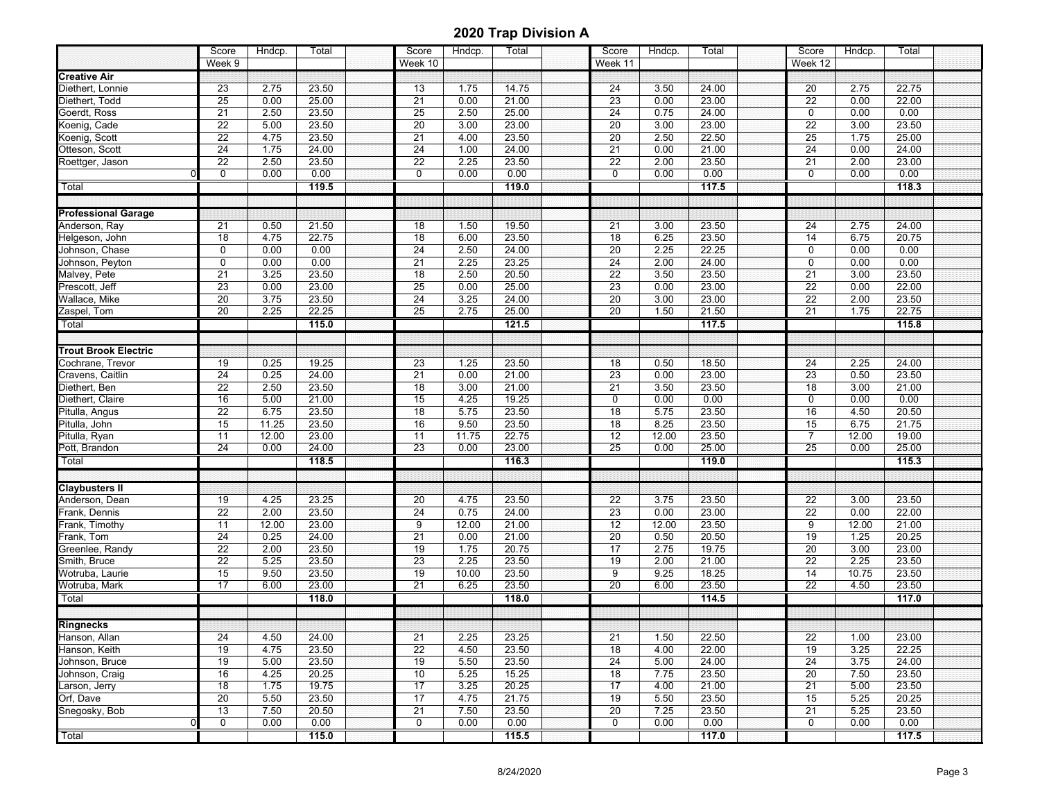# 2020 Trap Division A

| | Score | Hndcp. | Total | | Score | Hndcp. | Total | | Score | Hndcp. | Total | | Score | Hndcp. | Total | |
|---|---|---|---|---|---|---|---|---|---|---|---|---|---|---|---|---|
| | Week 9 | | | | Week 10 | | | | Week 11 | | | | Week 12 | | | |
| **Creative Air** | | | | | | | | | | | | | | | | |
| Diethert, Lonnie | 23 | 2.75 | 23.50 | | 13 | 1.75 | 14.75 | | 24 | 3.50 | 24.00 | | 20 | 2.75 | 22.75 | |
| Diethert, Todd | 25 | 0.00 | 25.00 | | 21 | 0.00 | 21.00 | | 23 | 0.00 | 23.00 | | 22 | 0.00 | 22.00 | |
| Goerdt, Ross | 21 | 2.50 | 23.50 | | 25 | 2.50 | 25.00 | | 24 | 0.75 | 24.00 | | 0 | 0.00 | 0.00 | |
| Koenig, Cade | 22 | 5.00 | 23.50 | | 20 | 3.00 | 23.00 | | 20 | 3.00 | 23.00 | | 22 | 3.00 | 23.50 | |
| Koenig, Scott | 22 | 4.75 | 23.50 | | 21 | 4.00 | 23.50 | | 20 | 2.50 | 22.50 | | 25 | 1.75 | 25.00 | |
| Otteson, Scott | 24 | 1.75 | 24.00 | | 24 | 1.00 | 24.00 | | 21 | 0.00 | 21.00 | | 24 | 0.00 | 24.00 | |
| Roettger, Jason | 22 | 2.50 | 23.50 | | 22 | 2.25 | 23.50 | | 22 | 2.00 | 23.50 | | 21 | 2.00 | 23.00 | |
| 0 | 0 | 0.00 | 0.00 | | 0 | 0.00 | 0.00 | | 0 | 0.00 | 0.00 | | 0 | 0.00 | 0.00 | |
| Total | | | 119.5 | | | | 119.0 | | | | 117.5 | | | | 118.3 | |
| **Professional Garage** | | | | | | | | | | | | | | | | |
| Anderson, Ray | 21 | 0.50 | 21.50 | | 18 | 1.50 | 19.50 | | 21 | 3.00 | 23.50 | | 24 | 2.75 | 24.00 | |
| Helgeson, John | 18 | 4.75 | 22.75 | | 18 | 6.00 | 23.50 | | 18 | 6.25 | 23.50 | | 14 | 6.75 | 20.75 | |
| Johnson, Chase | 0 | 0.00 | 0.00 | | 24 | 2.50 | 24.00 | | 20 | 2.25 | 22.25 | | 0 | 0.00 | 0.00 | |
| Johnson, Peyton | 0 | 0.00 | 0.00 | | 21 | 2.25 | 23.25 | | 24 | 2.00 | 24.00 | | 0 | 0.00 | 0.00 | |
| Malvey, Pete | 21 | 3.25 | 23.50 | | 18 | 2.50 | 20.50 | | 22 | 3.50 | 23.50 | | 21 | 3.00 | 23.50 | |
| Prescott, Jeff | 23 | 0.00 | 23.00 | | 25 | 0.00 | 25.00 | | 23 | 0.00 | 23.00 | | 22 | 0.00 | 22.00 | |
| Wallace, Mike | 20 | 3.75 | 23.50 | | 24 | 3.25 | 24.00 | | 20 | 3.00 | 23.00 | | 22 | 2.00 | 23.50 | |
| Zaspel, Tom | 20 | 2.25 | 22.25 | | 25 | 2.75 | 25.00 | | 20 | 1.50 | 21.50 | | 21 | 1.75 | 22.75 | |
| Total | | | 115.0 | | | | 121.5 | | | | 117.5 | | | | 115.8 | |
| **Trout Brook Electric** | | | | | | | | | | | | | | | | |
| Cochrane, Trevor | 19 | 0.25 | 19.25 | | 23 | 1.25 | 23.50 | | 18 | 0.50 | 18.50 | | 24 | 2.25 | 24.00 | |
| Cravens, Caitlin | 24 | 0.25 | 24.00 | | 21 | 0.00 | 21.00 | | 23 | 0.00 | 23.00 | | 23 | 0.50 | 23.50 | |
| Diethert, Ben | 22 | 2.50 | 23.50 | | 18 | 3.00 | 21.00 | | 21 | 3.50 | 23.50 | | 18 | 3.00 | 21.00 | |
| Diethert, Claire | 16 | 5.00 | 21.00 | | 15 | 4.25 | 19.25 | | 0 | 0.00 | 0.00 | | 0 | 0.00 | 0.00 | |
| Pitulla, Angus | 22 | 6.75 | 23.50 | | 18 | 5.75 | 23.50 | | 18 | 5.75 | 23.50 | | 16 | 4.50 | 20.50 | |
| Pitulla, John | 15 | 11.25 | 23.50 | | 16 | 9.50 | 23.50 | | 18 | 8.25 | 23.50 | | 15 | 6.75 | 21.75 | |
| Pitulla, Ryan | 11 | 12.00 | 23.00 | | 11 | 11.75 | 22.75 | | 12 | 12.00 | 23.50 | | 7 | 12.00 | 19.00 | |
| Pott, Brandon | 24 | 0.00 | 24.00 | | 23 | 0.00 | 23.00 | | 25 | 0.00 | 25.00 | | 25 | 0.00 | 25.00 | |
| Total | | | 118.5 | | | | 116.3 | | | | 119.0 | | | | 115.3 | |
| **Claybusters II** | | | | | | | | | | | | | | | | |
| Anderson, Dean | 19 | 4.25 | 23.25 | | 20 | 4.75 | 23.50 | | 22 | 3.75 | 23.50 | | 22 | 3.00 | 23.50 | |
| Frank, Dennis | 22 | 2.00 | 23.50 | | 24 | 0.75 | 24.00 | | 23 | 0.00 | 23.00 | | 22 | 0.00 | 22.00 | |
| Frank, Timothy | 11 | 12.00 | 23.00 | | 9 | 12.00 | 21.00 | | 12 | 12.00 | 23.50 | | 9 | 12.00 | 21.00 | |
| Frank, Tom | 24 | 0.25 | 24.00 | | 21 | 0.00 | 21.00 | | 20 | 0.50 | 20.50 | | 19 | 1.25 | 20.25 | |
| Greenlee, Randy | 22 | 2.00 | 23.50 | | 19 | 1.75 | 20.75 | | 17 | 2.75 | 19.75 | | 20 | 3.00 | 23.00 | |
| Smith, Bruce | 22 | 5.25 | 23.50 | | 23 | 2.25 | 23.50 | | 19 | 2.00 | 21.00 | | 22 | 2.25 | 23.50 | |
| Wotruba, Laurie | 15 | 9.50 | 23.50 | | 19 | 10.00 | 23.50 | | 9 | 9.25 | 18.25 | | 14 | 10.75 | 23.50 | |
| Wotruba, Mark | 17 | 6.00 | 23.00 | | 21 | 6.25 | 23.50 | | 20 | 6.00 | 23.50 | | 22 | 4.50 | 23.50 | |
| Total | | | 118.0 | | | | 118.0 | | | | 114.5 | | | | 117.0 | |
| **Ringnecks** | | | | | | | | | | | | | | | | |
| Hanson, Allan | 24 | 4.50 | 24.00 | | 21 | 2.25 | 23.25 | | 21 | 1.50 | 22.50 | | 22 | 1.00 | 23.00 | |
| Hanson, Keith | 19 | 4.75 | 23.50 | | 22 | 4.50 | 23.50 | | 18 | 4.00 | 22.00 | | 19 | 3.25 | 22.25 | |
| Johnson, Bruce | 19 | 5.00 | 23.50 | | 19 | 5.50 | 23.50 | | 24 | 5.00 | 24.00 | | 24 | 3.75 | 24.00 | |
| Johnson, Craig | 16 | 4.25 | 20.25 | | 10 | 5.25 | 15.25 | | 18 | 7.75 | 23.50 | | 20 | 7.50 | 23.50 | |
| Larson, Jerry | 18 | 1.75 | 19.75 | | 17 | 3.25 | 20.25 | | 17 | 4.00 | 21.00 | | 21 | 5.00 | 23.50 | |
| Orf, Dave | 20 | 5.50 | 23.50 | | 17 | 4.75 | 21.75 | | 19 | 5.50 | 23.50 | | 15 | 5.25 | 20.25 | |
| Snegosky, Bob | 13 | 7.50 | 20.50 | | 21 | 7.50 | 23.50 | | 20 | 7.25 | 23.50 | | 21 | 5.25 | 23.50 | |
| 0 | 0 | 0.00 | 0.00 | | 0 | 0.00 | 0.00 | | 0 | 0.00 | 0.00 | | 0 | 0.00 | 0.00 | |
| Total | | | 115.0 | | | | 115.5 | | | | 117.0 | | | | 117.5 | |

8/24/2020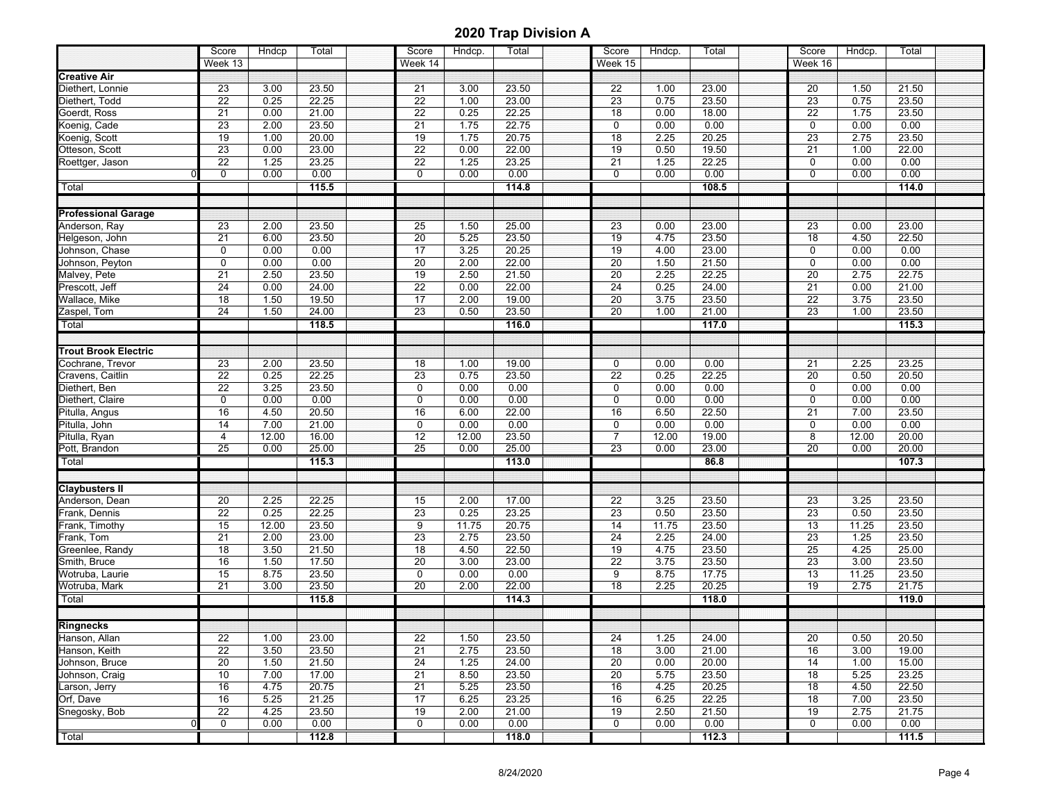# 2020 Trap Division A

| | Score | Hndcp | Total | | Score | Hndcp. | Total | | Score | Hndcp. | Total | | Score | Hndcp. | Total | |
|---|---|---|---|---|---|---|---|---|---|---|---|---|---|---|---|---|
| | Week 13 | | | | Week 14 | | | | Week 15 | | | | Week 16 | | | |
| **Creative Air** | | | | | | | | | | | | | | | | |
| Diethert, Lonnie | 23 | 3.00 | 23.50 | | 21 | 3.00 | 23.50 | | 22 | 1.00 | 23.00 | | 20 | 1.50 | 21.50 | |
| Diethert, Todd | 22 | 0.25 | 22.25 | | 22 | 1.00 | 23.00 | | 23 | 0.75 | 23.50 | | 23 | 0.75 | 23.50 | |
| Goerdt, Ross | 21 | 0.00 | 21.00 | | 22 | 0.25 | 22.25 | | 18 | 0.00 | 18.00 | | 22 | 1.75 | 23.50 | |
| Koenig, Cade | 23 | 2.00 | 23.50 | | 21 | 1.75 | 22.75 | | 0 | 0.00 | 0.00 | | 0 | 0.00 | 0.00 | |
| Koenig, Scott | 19 | 1.00 | 20.00 | | 19 | 1.75 | 20.75 | | 18 | 2.25 | 20.25 | | 23 | 2.75 | 23.50 | |
| Otteson, Scott | 23 | 0.00 | 23.00 | | 22 | 0.00 | 22.00 | | 19 | 0.50 | 19.50 | | 21 | 1.00 | 22.00 | |
| Roettger, Jason | 22 | 1.25 | 23.25 | | 22 | 1.25 | 23.25 | | 21 | 1.25 | 22.25 | | 0 | 0.00 | 0.00 | |
| 0 | 0 | 0.00 | 0.00 | | 0 | 0.00 | 0.00 | | 0 | 0.00 | 0.00 | | 0 | 0.00 | 0.00 | |
| Total | | | 115.5 | | | | 114.8 | | | | 108.5 | | | | 114.0 | |
| **Professional Garage** | | | | | | | | | | | | | | | | |
| Anderson, Ray | 23 | 2.00 | 23.50 | | 25 | 1.50 | 25.00 | | 23 | 0.00 | 23.00 | | 23 | 0.00 | 23.00 | |
| Helgeson, John | 21 | 6.00 | 23.50 | | 20 | 5.25 | 23.50 | | 19 | 4.75 | 23.50 | | 18 | 4.50 | 22.50 | |
| Johnson, Chase | 0 | 0.00 | 0.00 | | 17 | 3.25 | 20.25 | | 19 | 4.00 | 23.00 | | 0 | 0.00 | 0.00 | |
| Johnson, Peyton | 0 | 0.00 | 0.00 | | 20 | 2.00 | 22.00 | | 20 | 1.50 | 21.50 | | 0 | 0.00 | 0.00 | |
| Malvey, Pete | 21 | 2.50 | 23.50 | | 19 | 2.50 | 21.50 | | 20 | 2.25 | 22.25 | | 20 | 2.75 | 22.75 | |
| Prescott, Jeff | 24 | 0.00 | 24.00 | | 22 | 0.00 | 22.00 | | 24 | 0.25 | 24.00 | | 21 | 0.00 | 21.00 | |
| Wallace, Mike | 18 | 1.50 | 19.50 | | 17 | 2.00 | 19.00 | | 20 | 3.75 | 23.50 | | 22 | 3.75 | 23.50 | |
| Zaspel, Tom | 24 | 1.50 | 24.00 | | 23 | 0.50 | 23.50 | | 20 | 1.00 | 21.00 | | 23 | 1.00 | 23.50 | |
| Total | | | 118.5 | | | | 116.0 | | | | 117.0 | | | | 115.3 | |
| **Trout Brook Electric** | | | | | | | | | | | | | | | | |
| Cochrane, Trevor | 23 | 2.00 | 23.50 | | 18 | 1.00 | 19.00 | | 0 | 0.00 | 0.00 | | 21 | 2.25 | 23.25 | |
| Cravens, Caitlin | 22 | 0.25 | 22.25 | | 23 | 0.75 | 23.50 | | 22 | 0.25 | 22.25 | | 20 | 0.50 | 20.50 | |
| Diethert, Ben | 22 | 3.25 | 23.50 | | 0 | 0.00 | 0.00 | | 0 | 0.00 | 0.00 | | 0 | 0.00 | 0.00 | |
| Diethert, Claire | 0 | 0.00 | 0.00 | | 0 | 0.00 | 0.00 | | 0 | 0.00 | 0.00 | | 0 | 0.00 | 0.00 | |
| Pitulla, Angus | 16 | 4.50 | 20.50 | | 16 | 6.00 | 22.00 | | 16 | 6.50 | 22.50 | | 21 | 7.00 | 23.50 | |
| Pitulla, John | 14 | 7.00 | 21.00 | | 0 | 0.00 | 0.00 | | 0 | 0.00 | 0.00 | | 0 | 0.00 | 0.00 | |
| Pitulla, Ryan | 4 | 12.00 | 16.00 | | 12 | 12.00 | 23.50 | | 7 | 12.00 | 19.00 | | 8 | 12.00 | 20.00 | |
| Pott, Brandon | 25 | 0.00 | 25.00 | | 25 | 0.00 | 25.00 | | 23 | 0.00 | 23.00 | | 20 | 0.00 | 20.00 | |
| Total | | | 115.3 | | | | 113.0 | | | | 86.8 | | | | 107.3 | |
| **Claybusters II** | | | | | | | | | | | | | | | | |
| Anderson, Dean | 20 | 2.25 | 22.25 | | 15 | 2.00 | 17.00 | | 22 | 3.25 | 23.50 | | 23 | 3.25 | 23.50 | |
| Frank, Dennis | 22 | 0.25 | 22.25 | | 23 | 0.25 | 23.25 | | 23 | 0.50 | 23.50 | | 23 | 0.50 | 23.50 | |
| Frank, Timothy | 15 | 12.00 | 23.50 | | 9 | 11.75 | 20.75 | | 14 | 11.75 | 23.50 | | 13 | 11.25 | 23.50 | |
| Frank, Tom | 21 | 2.00 | 23.00 | | 23 | 2.75 | 23.50 | | 24 | 2.25 | 24.00 | | 23 | 1.25 | 23.50 | |
| Greenlee, Randy | 18 | 3.50 | 21.50 | | 18 | 4.50 | 22.50 | | 19 | 4.75 | 23.50 | | 25 | 4.25 | 25.00 | |
| Smith, Bruce | 16 | 1.50 | 17.50 | | 20 | 3.00 | 23.00 | | 22 | 3.75 | 23.50 | | 23 | 3.00 | 23.50 | |
| Wotruba, Laurie | 15 | 8.75 | 23.50 | | 0 | 0.00 | 0.00 | | 9 | 8.75 | 17.75 | | 13 | 11.25 | 23.50 | |
| Wotruba, Mark | 21 | 3.00 | 23.50 | | 20 | 2.00 | 22.00 | | 18 | 2.25 | 20.25 | | 19 | 2.75 | 21.75 | |
| Total | | | 115.8 | | | | 114.3 | | | | 118.0 | | | | 119.0 | |
| **Ringnecks** | | | | | | | | | | | | | | | | |
| Hanson, Allan | 22 | 1.00 | 23.00 | | 22 | 1.50 | 23.50 | | 24 | 1.25 | 24.00 | | 20 | 0.50 | 20.50 | |
| Hanson, Keith | 22 | 3.50 | 23.50 | | 21 | 2.75 | 23.50 | | 18 | 3.00 | 21.00 | | 16 | 3.00 | 19.00 | |
| Johnson, Bruce | 20 | 1.50 | 21.50 | | 24 | 1.25 | 24.00 | | 20 | 0.00 | 20.00 | | 14 | 1.00 | 15.00 | |
| Johnson, Craig | 10 | 7.00 | 17.00 | | 21 | 8.50 | 23.50 | | 20 | 5.75 | 23.50 | | 18 | 5.25 | 23.25 | |
| Larson, Jerry | 16 | 4.75 | 20.75 | | 21 | 5.25 | 23.50 | | 16 | 4.25 | 20.25 | | 18 | 4.50 | 22.50 | |
| Orf, Dave | 16 | 5.25 | 21.25 | | 17 | 6.25 | 23.25 | | 16 | 6.25 | 22.25 | | 18 | 7.00 | 23.50 | |
| Snegosky, Bob | 22 | 4.25 | 23.50 | | 19 | 2.00 | 21.00 | | 19 | 2.50 | 21.50 | | 19 | 2.75 | 21.75 | |
| 0 | 0 | 0.00 | 0.00 | | 0 | 0.00 | 0.00 | | 0 | 0.00 | 0.00 | | 0 | 0.00 | 0.00 | |
| Total | | | 112.8 | | | | 118.0 | | | | 112.3 | | | | 111.5 | |

8/24/2020